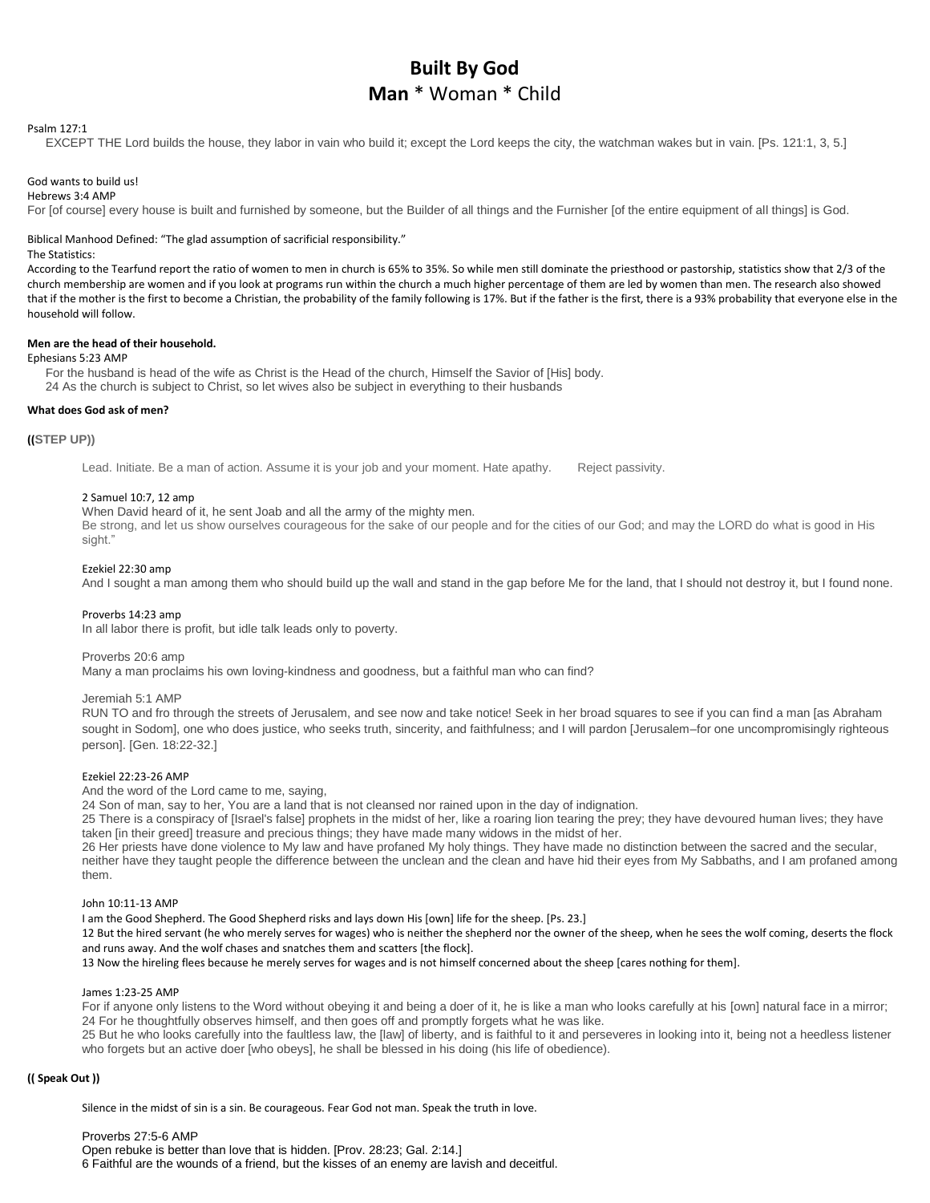# Built By God

## **Man** * Woman * Child

Psalm 127:1

EXCEPT THE Lord builds the house, they labor in vain who build it; except the Lord keeps the city, the watchman wakes but in vain. [Ps. 121:1, 3, 5.]

God wants to build us!

Hebrews 3:4 AMP

For [of course] every house is built and furnished by someone, but the Builder of all things and the Furnisher [of the entire equipment of all things] is God.

Biblical Manhood Defined: "The glad assumption of sacrificial responsibility."

The Statistics:

According to the Tearfund report the ratio of women to men in church is 65% to 35%. So while men still dominate the priesthood or pastorship, statistics show that 2/3 of the church membership are women and if you look at programs run within the church a much higher percentage of them are led by women than men. The research also showed that if the mother is the first to become a Christian, the probability of the family following is 17%. But if the father is the first, there is a 93% probability that everyone else in the household will follow.

**Men are the head of their household.**

Ephesians 5:23 AMP

For the husband is head of the wife as Christ is the Head of the church, Himself the Savior of [His] body.

24 As the church is subject to Christ, so let wives also be subject in everything to their husbands

**What does God ask of men?**

**((STEP UP))**

Lead. Initiate. Be a man of action. Assume it is your job and your moment. Hate apathy. Reject passivity.

2 Samuel 10:7, 12 amp

When David heard of it, he sent Joab and all the army of the mighty men.

Be strong, and let us show ourselves courageous for the sake of our people and for the cities of our God; and may the LORD do what is good in His sight."

Ezekiel 22:30 amp

And I sought a man among them who should build up the wall and stand in the gap before Me for the land, that I should not destroy it, but I found none.

Proverbs 14:23 amp

In all labor there is profit, but idle talk leads only to poverty.

Proverbs 20:6 amp

Many a man proclaims his own loving-kindness and goodness, but a faithful man who can find?

Jeremiah 5:1 AMP

RUN TO and fro through the streets of Jerusalem, and see now and take notice! Seek in her broad squares to see if you can find a man [as Abraham sought in Sodom], one who does justice, who seeks truth, sincerity, and faithfulness; and I will pardon [Jerusalem–for one uncompromisingly righteous person]. [Gen. 18:22-32.]

Ezekiel 22:23-26 AMP

And the word of the Lord came to me, saying,

24 Son of man, say to her, You are a land that is not cleansed nor rained upon in the day of indignation.

25 There is a conspiracy of [Israel's false] prophets in the midst of her, like a roaring lion tearing the prey; they have devoured human lives; they have taken [in their greed] treasure and precious things; they have made many widows in the midst of her.

26 Her priests have done violence to My law and have profaned My holy things. They have made no distinction between the sacred and the secular, neither have they taught people the difference between the unclean and the clean and have hid their eyes from My Sabbaths, and I am profaned among them.

John 10:11-13 AMP

I am the Good Shepherd. The Good Shepherd risks and lays down His [own] life for the sheep. [Ps. 23.]

12 But the hired servant (he who merely serves for wages) who is neither the shepherd nor the owner of the sheep, when he sees the wolf coming, deserts the flock and runs away. And the wolf chases and snatches them and scatters [the flock].

13 Now the hireling flees because he merely serves for wages and is not himself concerned about the sheep [cares nothing for them].

James 1:23-25 AMP

For if anyone only listens to the Word without obeying it and being a doer of it, he is like a man who looks carefully at his [own] natural face in a mirror;

24 For he thoughtfully observes himself, and then goes off and promptly forgets what he was like.

25 But he who looks carefully into the faultless law, the [law] of liberty, and is faithful to it and perseveres in looking into it, being not a heedless listener who forgets but an active doer [who obeys], he shall be blessed in his doing (his life of obedience).

**(( Speak Out ))**

Silence in the midst of sin is a sin. Be courageous. Fear God not man. Speak the truth in love.

Proverbs 27:5-6 AMP

Open rebuke is better than love that is hidden. [Prov. 28:23; Gal. 2:14.]

6 Faithful are the wounds of a friend, but the kisses of an enemy are lavish and deceitful.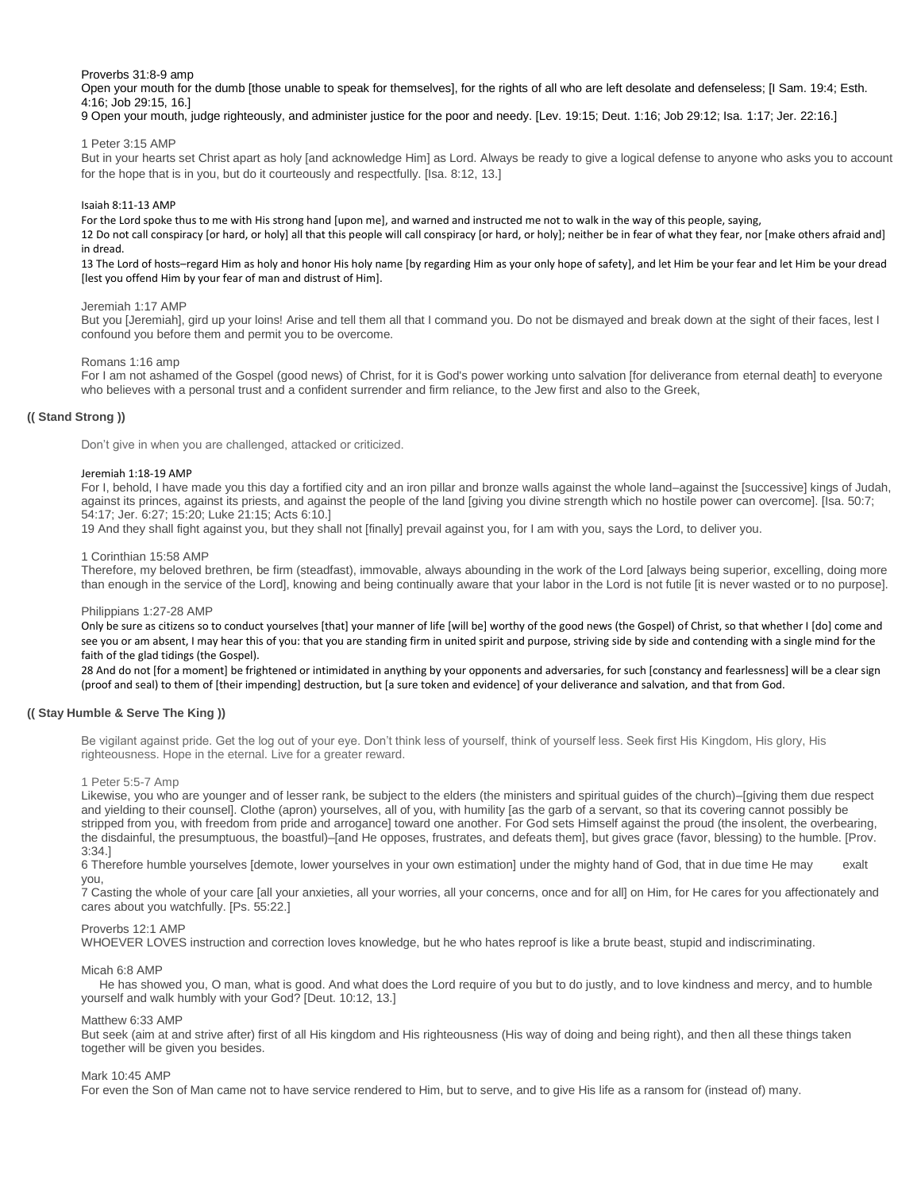Proverbs 31:8-9 amp
Open your mouth for the dumb [those unable to speak for themselves], for the rights of all who are left desolate and defenseless; [I Sam. 19:4; Esth. 4:16; Job 29:15, 16.]
9 Open your mouth, judge righteously, and administer justice for the poor and needy. [Lev. 19:15; Deut. 1:16; Job 29:12; Isa. 1:17; Jer. 22:16.]

1 Peter 3:15 AMP
But in your hearts set Christ apart as holy [and acknowledge Him] as Lord. Always be ready to give a logical defense to anyone who asks you to account for the hope that is in you, but do it courteously and respectfully. [Isa. 8:12, 13.]

Isaiah 8:11-13 AMP
For the Lord spoke thus to me with His strong hand [upon me], and warned and instructed me not to walk in the way of this people, saying,
12 Do not call conspiracy [or hard, or holy] all that this people will call conspiracy [or hard, or holy]; neither be in fear of what they fear, nor [make others afraid and] in dread.
13 The Lord of hosts–regard Him as holy and honor His holy name [by regarding Him as your only hope of safety], and let Him be your fear and let Him be your dread [lest you offend Him by your fear of man and distrust of Him].

Jeremiah 1:17 AMP
But you [Jeremiah], gird up your loins! Arise and tell them all that I command you. Do not be dismayed and break down at the sight of their faces, lest I confound you before them and permit you to be overcome.

Romans 1:16 amp
For I am not ashamed of the Gospel (good news) of Christ, for it is God's power working unto salvation [for deliverance from eternal death] to everyone who believes with a personal trust and a confident surrender and firm reliance, to the Jew first and also to the Greek,

**(( Stand Strong ))**

Don't give in when you are challenged, attacked or criticized.

Jeremiah 1:18-19 AMP
For I, behold, I have made you this day a fortified city and an iron pillar and bronze walls against the whole land–against the [successive] kings of Judah, against its princes, against its priests, and against the people of the land [giving you divine strength which no hostile power can overcome]. [Isa. 50:7; 54:17; Jer. 6:27; 15:20; Luke 21:15; Acts 6:10.]
19 And they shall fight against you, but they shall not [finally] prevail against you, for I am with you, says the Lord, to deliver you.

1 Corinthian 15:58 AMP
Therefore, my beloved brethren, be firm (steadfast), immovable, always abounding in the work of the Lord [always being superior, excelling, doing more than enough in the service of the Lord], knowing and being continually aware that your labor in the Lord is not futile [it is never wasted or to no purpose].

Philippians 1:27-28 AMP
Only be sure as citizens so to conduct yourselves [that] your manner of life [will be] worthy of the good news (the Gospel) of Christ, so that whether I [do] come and see you or am absent, I may hear this of you: that you are standing firm in united spirit and purpose, striving side by side and contending with a single mind for the faith of the glad tidings (the Gospel).
28 And do not [for a moment] be frightened or intimidated in anything by your opponents and adversaries, for such [constancy and fearlessness] will be a clear sign (proof and seal) to them of [their impending] destruction, but [a sure token and evidence] of your deliverance and salvation, and that from God.

**(( Stay Humble & Serve The King ))**

Be vigilant against pride. Get the log out of your eye. Don't think less of yourself, think of yourself less. Seek first His Kingdom, His glory, His righteousness. Hope in the eternal. Live for a greater reward.

1 Peter 5:5-7 Amp
Likewise, you who are younger and of lesser rank, be subject to the elders (the ministers and spiritual guides of the church)–[giving them due respect and yielding to their counsel]. Clothe (apron) yourselves, all of you, with humility [as the garb of a servant, so that its covering cannot possibly be stripped from you, with freedom from pride and arrogance] toward one another. For God sets Himself against the proud (the insolent, the overbearing, the disdainful, the presumptuous, the boastful)–[and He opposes, frustrates, and defeats them], but gives grace (favor, blessing) to the humble. [Prov. 3:34.]
6 Therefore humble yourselves [demote, lower yourselves in your own estimation] under the mighty hand of God, that in due time He may exalt you,
7 Casting the whole of your care [all your anxieties, all your worries, all your concerns, once and for all] on Him, for He cares for you affectionately and cares about you watchfully. [Ps. 55:22.]

Proverbs 12:1 AMP
WHOEVER LOVES instruction and correction loves knowledge, but he who hates reproof is like a brute beast, stupid and indiscriminating.

Micah 6:8 AMP
He has showed you, O man, what is good. And what does the Lord require of you but to do justly, and to love kindness and mercy, and to humble yourself and walk humbly with your God? [Deut. 10:12, 13.]

Matthew 6:33 AMP
But seek (aim at and strive after) first of all His kingdom and His righteousness (His way of doing and being right), and then all these things taken together will be given you besides.

Mark 10:45 AMP
For even the Son of Man came not to have service rendered to Him, but to serve, and to give His life as a ransom for (instead of) many.